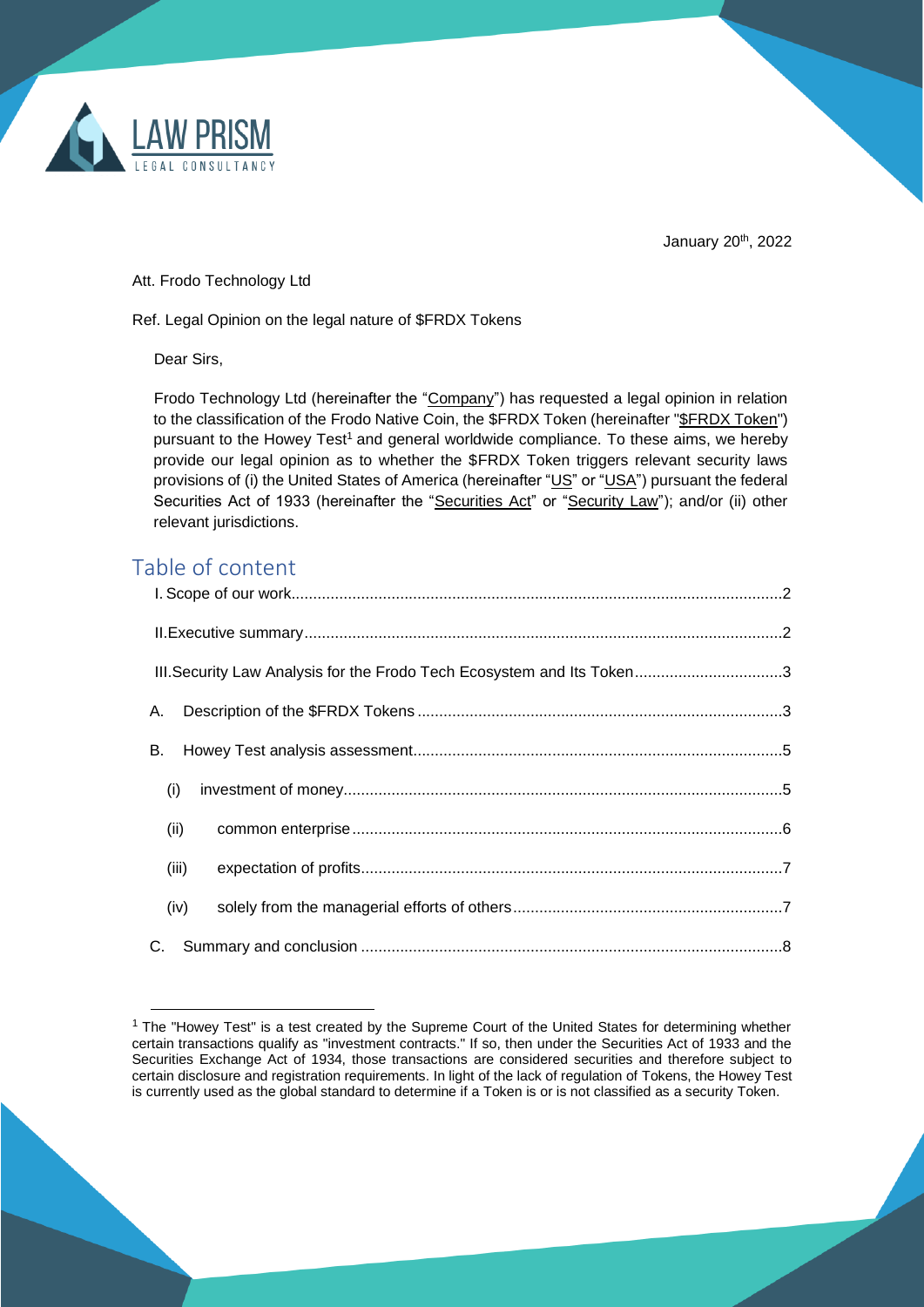LAW PRISM
LEGAL CONSULTANCY

January 20th, 2022

Att. Frodo Technology Ltd

Ref. Legal Opinion on the legal nature of $FRDX Tokens

Dear Sirs,

Frodo Technology Ltd (hereinafter the "Company") has requested a legal opinion in relation to the classification of the Frodo Native Coin, the $FRDX Token (hereinafter "$FRDX Token") pursuant to the Howey Test[1] and general worldwide compliance. To these aims, we hereby provide our legal opinion as to whether the $FRDX Token triggers relevant security laws provisions of (i) the United States of America (hereinafter "US" or "USA") pursuant the federal Securities Act of 1933 (hereinafter the "Securities Act" or "Security Law"); and/or (ii) other relevant jurisdictions.

## Table of content

- I. Scope of our work .......... 2
- II. Executive summary .......... 2
- III. Security Law Analysis for the Frodo Tech Ecosystem and Its Token .......... 3
  - A. Description of the $FRDX Tokens .......... 3
  - B. Howey Test analysis assessment .......... 5
    - (i) investment of money .......... 5
    - (ii) common enterprise .......... 6
    - (iii) expectation of profits .......... 7
    - (iv) solely from the managerial efforts of others .......... 7
  - C. Summary and conclusion .......... 8

---

[1] The "Howey Test" is a test created by the Supreme Court of the United States for determining whether certain transactions qualify as "investment contracts." If so, then under the Securities Act of 1933 and the Securities Exchange Act of 1934, those transactions are considered securities and therefore subject to certain disclosure and registration requirements. In light of the lack of regulation of Tokens, the Howey Test is currently used as the global standard to determine if a Token is or is not classified as a security Token.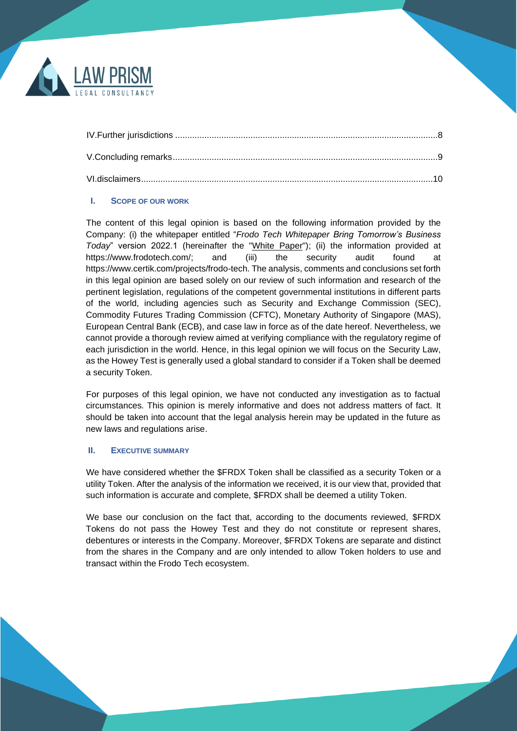IV.Further jurisdictions ....................................................................................................................8

V.Concluding remarks.......................................................................................................................9

VI.disclaimers..................................................................................................................................10

## I. SCOPE OF OUR WORK

The content of this legal opinion is based on the following information provided by the Company: (i) the whitepaper entitled "*Frodo Tech Whitepaper Bring Tomorrow's Business Today*" version 2022.1 (hereinafter the "White Paper"); (ii) the information provided at https://www.frodotech.com/; and (iii) the security audit found at https://www.certik.com/projects/frodo-tech. The analysis, comments and conclusions set forth in this legal opinion are based solely on our review of such information and research of the pertinent legislation, regulations of the competent governmental institutions in different parts of the world, including agencies such as Security and Exchange Commission (SEC), Commodity Futures Trading Commission (CFTC), Monetary Authority of Singapore (MAS), European Central Bank (ECB), and case law in force as of the date hereof. Nevertheless, we cannot provide a thorough review aimed at verifying compliance with the regulatory regime of each jurisdiction in the world. Hence, in this legal opinion we will focus on the Security Law, as the Howey Test is generally used a global standard to consider if a Token shall be deemed a security Token.

For purposes of this legal opinion, we have not conducted any investigation as to factual circumstances. This opinion is merely informative and does not address matters of fact. It should be taken into account that the legal analysis herein may be updated in the future as new laws and regulations arise.

## II. EXECUTIVE SUMMARY

We have considered whether the $FRDX Token shall be classified as a security Token or a utility Token. After the analysis of the information we received, it is our view that, provided that such information is accurate and complete, $FRDX shall be deemed a utility Token.

We base our conclusion on the fact that, according to the documents reviewed, $FRDX Tokens do not pass the Howey Test and they do not constitute or represent shares, debentures or interests in the Company. Moreover, $FRDX Tokens are separate and distinct from the shares in the Company and are only intended to allow Token holders to use and transact within the Frodo Tech ecosystem.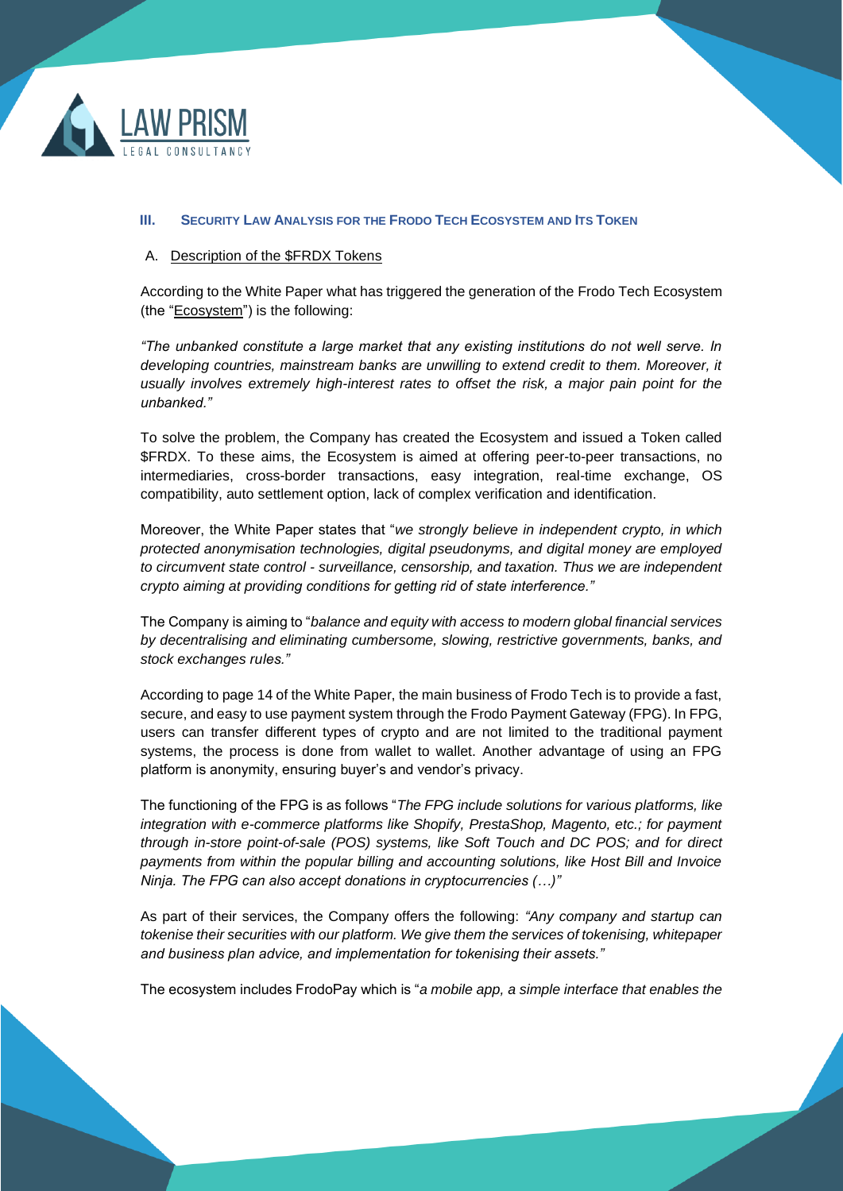### III. Security Law Analysis for the Frodo Tech Ecosystem and Its Token

A. Description of the $FRDX Tokens

According to the White Paper what has triggered the generation of the Frodo Tech Ecosystem (the "Ecosystem") is the following:

*"The unbanked constitute a large market that any existing institutions do not well serve. In developing countries, mainstream banks are unwilling to extend credit to them. Moreover, it usually involves extremely high-interest rates to offset the risk, a major pain point for the unbanked."*

To solve the problem, the Company has created the Ecosystem and issued a Token called $FRDX. To these aims, the Ecosystem is aimed at offering peer-to-peer transactions, no intermediaries, cross-border transactions, easy integration, real-time exchange, OS compatibility, auto settlement option, lack of complex verification and identification.

Moreover, the White Paper states that "*we strongly believe in independent crypto, in which protected anonymisation technologies, digital pseudonyms, and digital money are employed to circumvent state control - surveillance, censorship, and taxation. Thus we are independent crypto aiming at providing conditions for getting rid of state interference."*

The Company is aiming to "*balance and equity with access to modern global financial services by decentralising and eliminating cumbersome, slowing, restrictive governments, banks, and stock exchanges rules."*

According to page 14 of the White Paper, the main business of Frodo Tech is to provide a fast, secure, and easy to use payment system through the Frodo Payment Gateway (FPG). In FPG, users can transfer different types of crypto and are not limited to the traditional payment systems, the process is done from wallet to wallet. Another advantage of using an FPG platform is anonymity, ensuring buyer's and vendor's privacy.

The functioning of the FPG is as follows "*The FPG include solutions for various platforms, like integration with e-commerce platforms like Shopify, PrestaShop, Magento, etc.; for payment through in-store point-of-sale (POS) systems, like Soft Touch and DC POS; and for direct payments from within the popular billing and accounting solutions, like Host Bill and Invoice Ninja. The FPG can also accept donations in cryptocurrencies (…)"*

As part of their services, the Company offers the following: *"Any company and startup can tokenise their securities with our platform. We give them the services of tokenising, whitepaper and business plan advice, and implementation for tokenising their assets."*

The ecosystem includes FrodoPay which is "*a mobile app, a simple interface that enables the*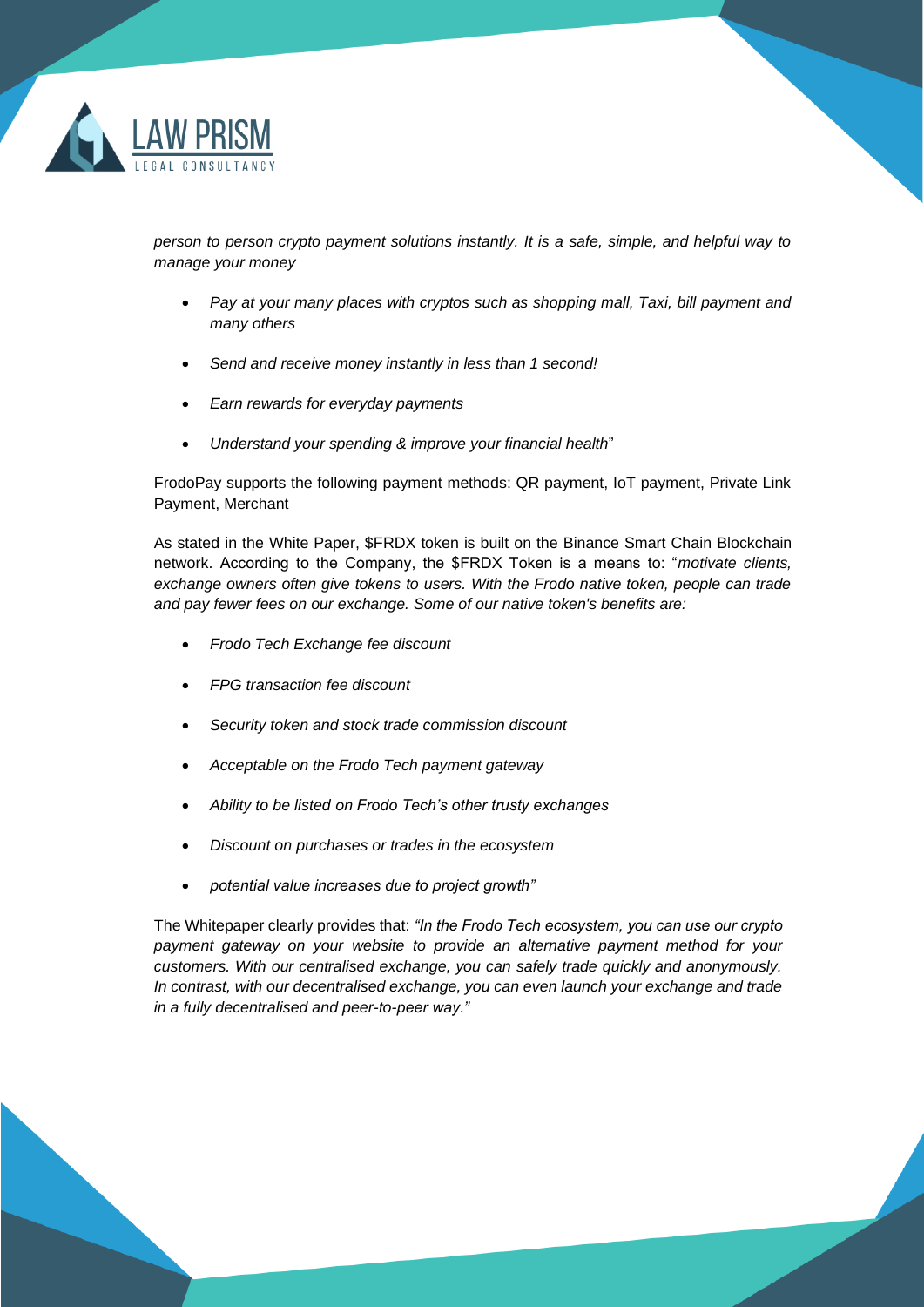*person to person crypto payment solutions instantly. It is a safe, simple, and helpful way to manage your money*

- *Pay at your many places with cryptos such as shopping mall, Taxi, bill payment and many others*
- *Send and receive money instantly in less than 1 second!*
- *Earn rewards for everyday payments*
- *Understand your spending & improve your financial health*"

FrodoPay supports the following payment methods: QR payment, IoT payment, Private Link Payment, Merchant

As stated in the White Paper, $FRDX token is built on the Binance Smart Chain Blockchain network. According to the Company, the $FRDX Token is a means to: "*motivate clients, exchange owners often give tokens to users. With the Frodo native token, people can trade and pay fewer fees on our exchange. Some of our native token's benefits are:*

- *Frodo Tech Exchange fee discount*
- *FPG transaction fee discount*
- *Security token and stock trade commission discount*
- *Acceptable on the Frodo Tech payment gateway*
- *Ability to be listed on Frodo Tech's other trusty exchanges*
- *Discount on purchases or trades in the ecosystem*
- *potential value increases due to project growth"*

The Whitepaper clearly provides that: *"In the Frodo Tech ecosystem, you can use our crypto payment gateway on your website to provide an alternative payment method for your customers. With our centralised exchange, you can safely trade quickly and anonymously. In contrast, with our decentralised exchange, you can even launch your exchange and trade in a fully decentralised and peer-to-peer way."*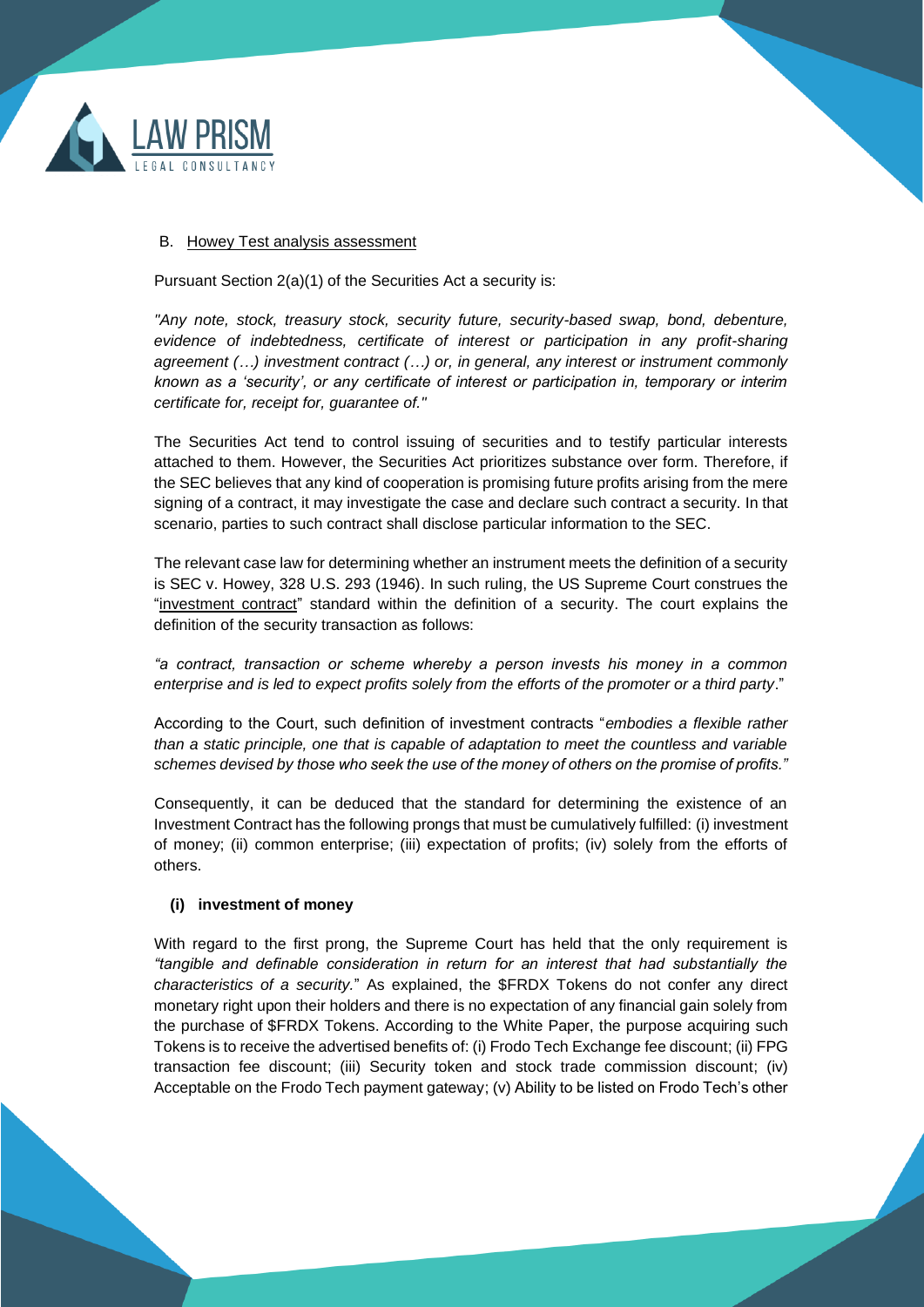B. Howey Test analysis assessment

Pursuant Section 2(a)(1) of the Securities Act a security is:

*"Any note, stock, treasury stock, security future, security-based swap, bond, debenture, evidence of indebtedness, certificate of interest or participation in any profit-sharing agreement (…) investment contract (…) or, in general, any interest or instrument commonly known as a 'security', or any certificate of interest or participation in, temporary or interim certificate for, receipt for, guarantee of."*

The Securities Act tend to control issuing of securities and to testify particular interests attached to them. However, the Securities Act prioritizes substance over form. Therefore, if the SEC believes that any kind of cooperation is promising future profits arising from the mere signing of a contract, it may investigate the case and declare such contract a security. In that scenario, parties to such contract shall disclose particular information to the SEC.

The relevant case law for determining whether an instrument meets the definition of a security is SEC v. Howey, 328 U.S. 293 (1946). In such ruling, the US Supreme Court construes the "investment contract" standard within the definition of a security. The court explains the definition of the security transaction as follows:

*"a contract, transaction or scheme whereby a person invests his money in a common enterprise and is led to expect profits solely from the efforts of the promoter or a third party*."

According to the Court, such definition of investment contracts "*embodies a flexible rather than a static principle, one that is capable of adaptation to meet the countless and variable schemes devised by those who seek the use of the money of others on the promise of profits."*

Consequently, it can be deduced that the standard for determining the existence of an Investment Contract has the following prongs that must be cumulatively fulfilled: (i) investment of money; (ii) common enterprise; (iii) expectation of profits; (iv) solely from the efforts of others.

**(i) investment of money**

With regard to the first prong, the Supreme Court has held that the only requirement is *"tangible and definable consideration in return for an interest that had substantially the characteristics of a security.*" As explained, the $FRDX Tokens do not confer any direct monetary right upon their holders and there is no expectation of any financial gain solely from the purchase of $FRDX Tokens. According to the White Paper, the purpose acquiring such Tokens is to receive the advertised benefits of: (i) Frodo Tech Exchange fee discount; (ii) FPG transaction fee discount; (iii) Security token and stock trade commission discount; (iv) Acceptable on the Frodo Tech payment gateway; (v) Ability to be listed on Frodo Tech's other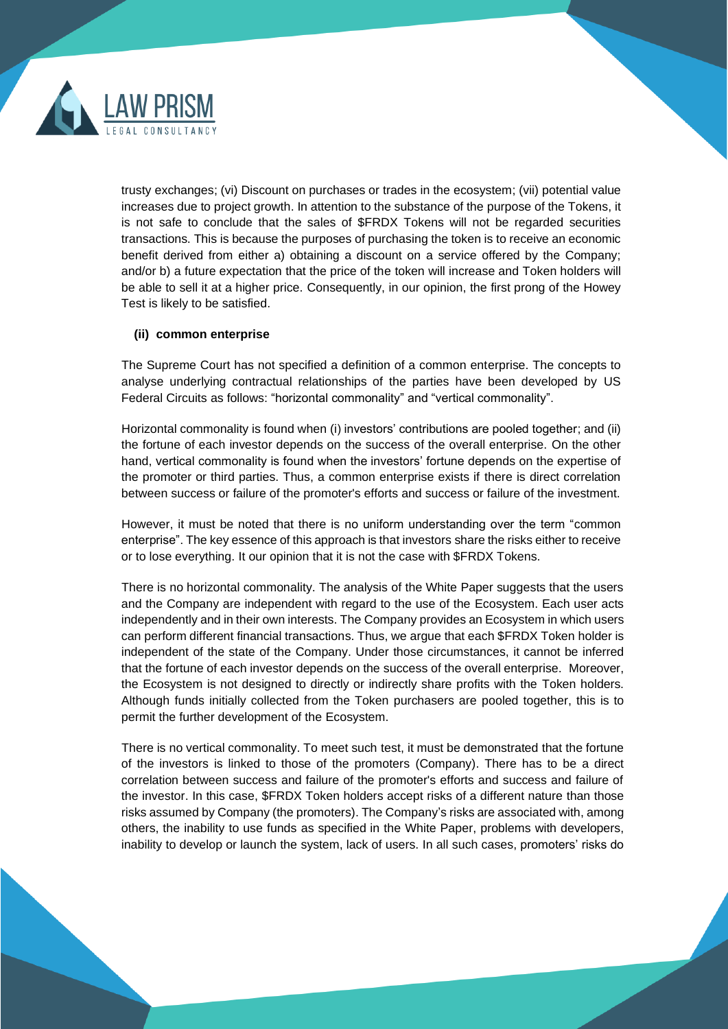trusty exchanges; (vi) Discount on purchases or trades in the ecosystem; (vii) potential value increases due to project growth. In attention to the substance of the purpose of the Tokens, it is not safe to conclude that the sales of $FRDX Tokens will not be regarded securities transactions. This is because the purposes of purchasing the token is to receive an economic benefit derived from either a) obtaining a discount on a service offered by the Company; and/or b) a future expectation that the price of the token will increase and Token holders will be able to sell it at a higher price. Consequently, in our opinion, the first prong of the Howey Test is likely to be satisfied.

**(ii) common enterprise**

The Supreme Court has not specified a definition of a common enterprise. The concepts to analyse underlying contractual relationships of the parties have been developed by US Federal Circuits as follows: "horizontal commonality" and "vertical commonality".

Horizontal commonality is found when (i) investors' contributions are pooled together; and (ii) the fortune of each investor depends on the success of the overall enterprise. On the other hand, vertical commonality is found when the investors' fortune depends on the expertise of the promoter or third parties. Thus, a common enterprise exists if there is direct correlation between success or failure of the promoter's efforts and success or failure of the investment.

However, it must be noted that there is no uniform understanding over the term "common enterprise". The key essence of this approach is that investors share the risks either to receive or to lose everything. It our opinion that it is not the case with $FRDX Tokens.

There is no horizontal commonality. The analysis of the White Paper suggests that the users and the Company are independent with regard to the use of the Ecosystem. Each user acts independently and in their own interests. The Company provides an Ecosystem in which users can perform different financial transactions. Thus, we argue that each $FRDX Token holder is independent of the state of the Company. Under those circumstances, it cannot be inferred that the fortune of each investor depends on the success of the overall enterprise. Moreover, the Ecosystem is not designed to directly or indirectly share profits with the Token holders. Although funds initially collected from the Token purchasers are pooled together, this is to permit the further development of the Ecosystem.

There is no vertical commonality. To meet such test, it must be demonstrated that the fortune of the investors is linked to those of the promoters (Company). There has to be a direct correlation between success and failure of the promoter's efforts and success and failure of the investor. In this case, $FRDX Token holders accept risks of a different nature than those risks assumed by Company (the promoters). The Company's risks are associated with, among others, the inability to use funds as specified in the White Paper, problems with developers, inability to develop or launch the system, lack of users. In all such cases, promoters' risks do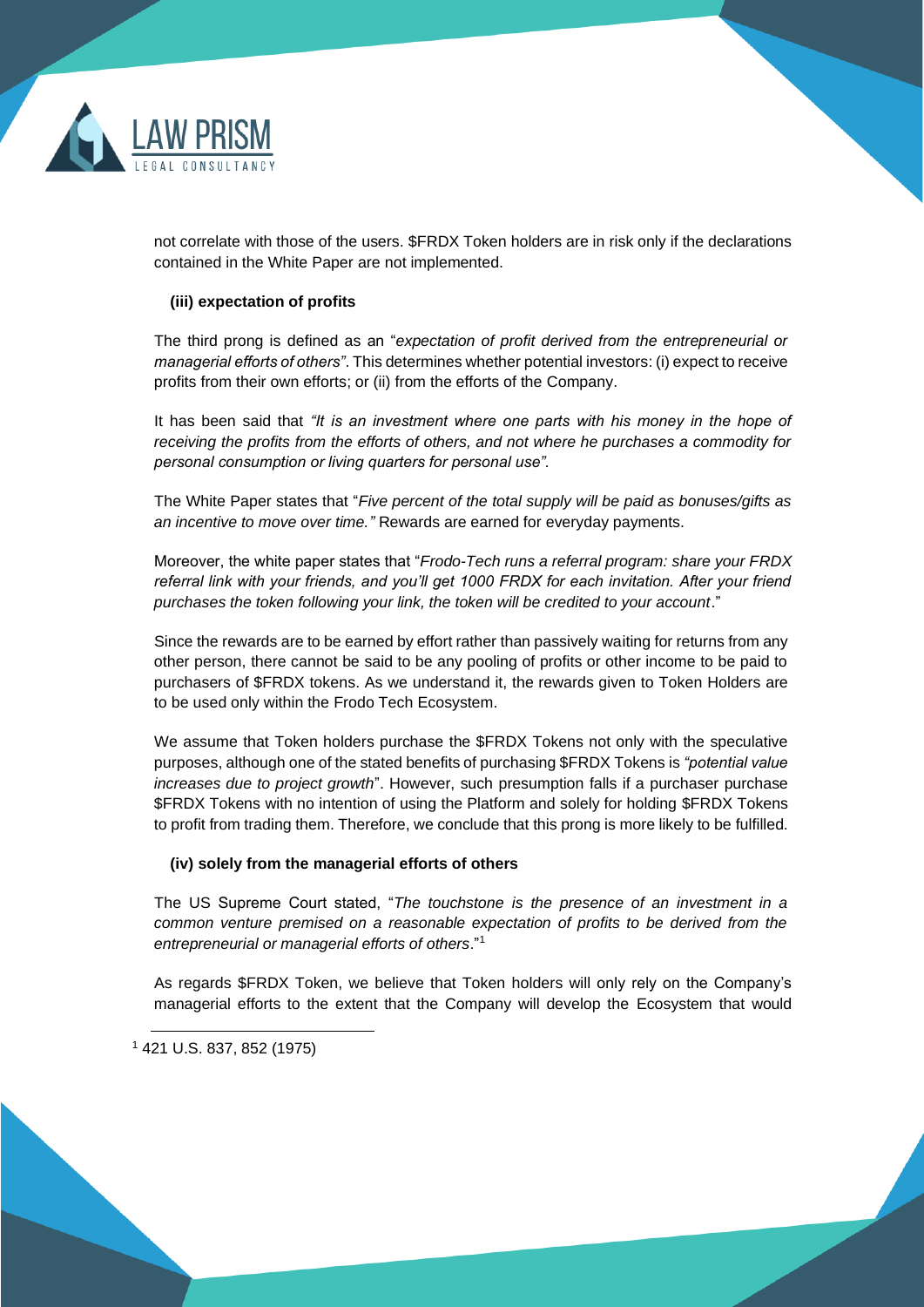not correlate with those of the users. $FRDX Token holders are in risk only if the declarations contained in the White Paper are not implemented.

**(iii) expectation of profits**

The third prong is defined as an "*expectation of profit derived from the entrepreneurial or managerial efforts of others*". This determines whether potential investors: (i) expect to receive profits from their own efforts; or (ii) from the efforts of the Company.

It has been said that *"It is an investment where one parts with his money in the hope of receiving the profits from the efforts of others, and not where he purchases a commodity for personal consumption or living quarters for personal use".*

The White Paper states that "*Five percent of the total supply will be paid as bonuses/gifts as an incentive to move over time."* Rewards are earned for everyday payments.

Moreover, the white paper states that "*Frodo-Tech runs a referral program: share your FRDX referral link with your friends, and you'll get 1000 FRDX for each invitation. After your friend purchases the token following your link, the token will be credited to your account*."

Since the rewards are to be earned by effort rather than passively waiting for returns from any other person, there cannot be said to be any pooling of profits or other income to be paid to purchasers of $FRDX tokens. As we understand it, the rewards given to Token Holders are to be used only within the Frodo Tech Ecosystem.

We assume that Token holders purchase the $FRDX Tokens not only with the speculative purposes, although one of the stated benefits of purchasing $FRDX Tokens is *"potential value increases due to project growth*". However, such presumption falls if a purchaser purchase $FRDX Tokens with no intention of using the Platform and solely for holding $FRDX Tokens to profit from trading them. Therefore, we conclude that this prong is more likely to be fulfilled.

**(iv) solely from the managerial efforts of others**

The US Supreme Court stated, "*The touchstone is the presence of an investment in a common venture premised on a reasonable expectation of profits to be derived from the entrepreneurial or managerial efforts of others*."[1]

As regards $FRDX Token, we believe that Token holders will only rely on the Company's managerial efforts to the extent that the Company will develop the Ecosystem that would

[1] 421 U.S. 837, 852 (1975)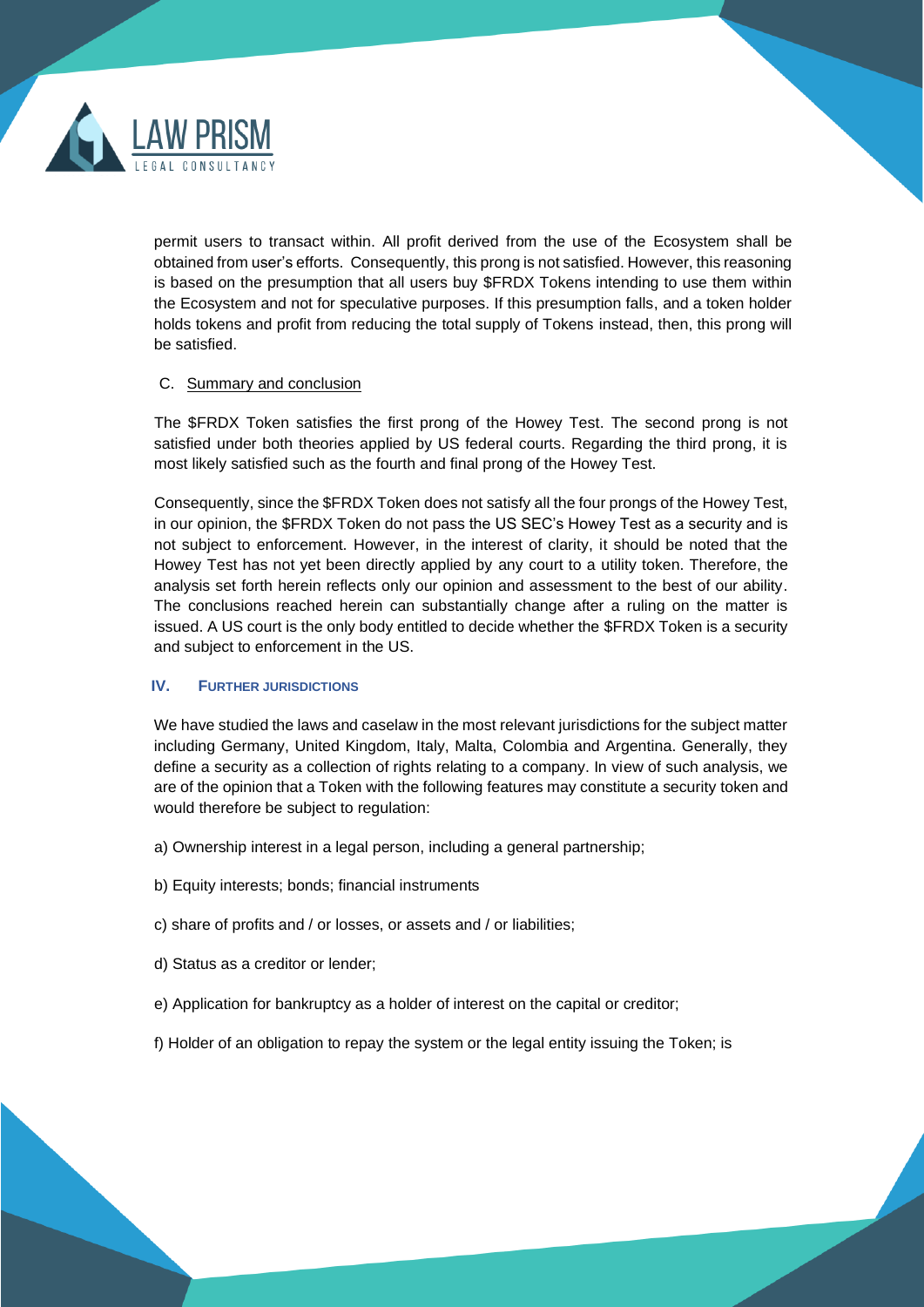permit users to transact within. All profit derived from the use of the Ecosystem shall be obtained from user's efforts. Consequently, this prong is not satisfied. However, this reasoning is based on the presumption that all users buy $FRDX Tokens intending to use them within the Ecosystem and not for speculative purposes. If this presumption falls, and a token holder holds tokens and profit from reducing the total supply of Tokens instead, then, this prong will be satisfied.

### C. Summary and conclusion

The $FRDX Token satisfies the first prong of the Howey Test. The second prong is not satisfied under both theories applied by US federal courts. Regarding the third prong, it is most likely satisfied such as the fourth and final prong of the Howey Test.

Consequently, since the $FRDX Token does not satisfy all the four prongs of the Howey Test, in our opinion, the $FRDX Token do not pass the US SEC's Howey Test as a security and is not subject to enforcement. However, in the interest of clarity, it should be noted that the Howey Test has not yet been directly applied by any court to a utility token. Therefore, the analysis set forth herein reflects only our opinion and assessment to the best of our ability. The conclusions reached herein can substantially change after a ruling on the matter is issued. A US court is the only body entitled to decide whether the $FRDX Token is a security and subject to enforcement in the US.

## IV. FURTHER JURISDICTIONS

We have studied the laws and caselaw in the most relevant jurisdictions for the subject matter including Germany, United Kingdom, Italy, Malta, Colombia and Argentina. Generally, they define a security as a collection of rights relating to a company. In view of such analysis, we are of the opinion that a Token with the following features may constitute a security token and would therefore be subject to regulation:

a) Ownership interest in a legal person, including a general partnership;

b) Equity interests; bonds; financial instruments

c) share of profits and / or losses, or assets and / or liabilities;

d) Status as a creditor or lender;

e) Application for bankruptcy as a holder of interest on the capital or creditor;

f) Holder of an obligation to repay the system or the legal entity issuing the Token; is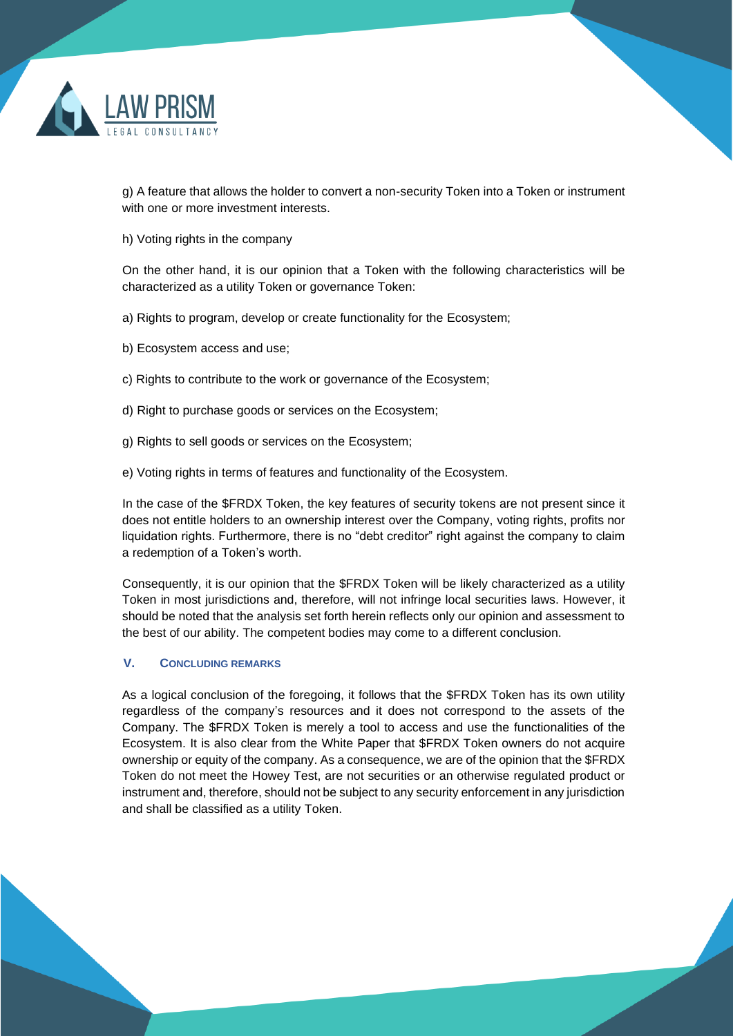g) A feature that allows the holder to convert a non-security Token into a Token or instrument with one or more investment interests.

h) Voting rights in the company

On the other hand, it is our opinion that a Token with the following characteristics will be characterized as a utility Token or governance Token:

a) Rights to program, develop or create functionality for the Ecosystem;

b) Ecosystem access and use;

c) Rights to contribute to the work or governance of the Ecosystem;

d) Right to purchase goods or services on the Ecosystem;

g) Rights to sell goods or services on the Ecosystem;

e) Voting rights in terms of features and functionality of the Ecosystem.

In the case of the $FRDX Token, the key features of security tokens are not present since it does not entitle holders to an ownership interest over the Company, voting rights, profits nor liquidation rights. Furthermore, there is no "debt creditor" right against the company to claim a redemption of a Token's worth.

Consequently, it is our opinion that the $FRDX Token will be likely characterized as a utility Token in most jurisdictions and, therefore, will not infringe local securities laws. However, it should be noted that the analysis set forth herein reflects only our opinion and assessment to the best of our ability. The competent bodies may come to a different conclusion.

## V. CONCLUDING REMARKS

As a logical conclusion of the foregoing, it follows that the $FRDX Token has its own utility regardless of the company's resources and it does not correspond to the assets of the Company. The $FRDX Token is merely a tool to access and use the functionalities of the Ecosystem. It is also clear from the White Paper that $FRDX Token owners do not acquire ownership or equity of the company. As a consequence, we are of the opinion that the $FRDX Token do not meet the Howey Test, are not securities or an otherwise regulated product or instrument and, therefore, should not be subject to any security enforcement in any jurisdiction and shall be classified as a utility Token.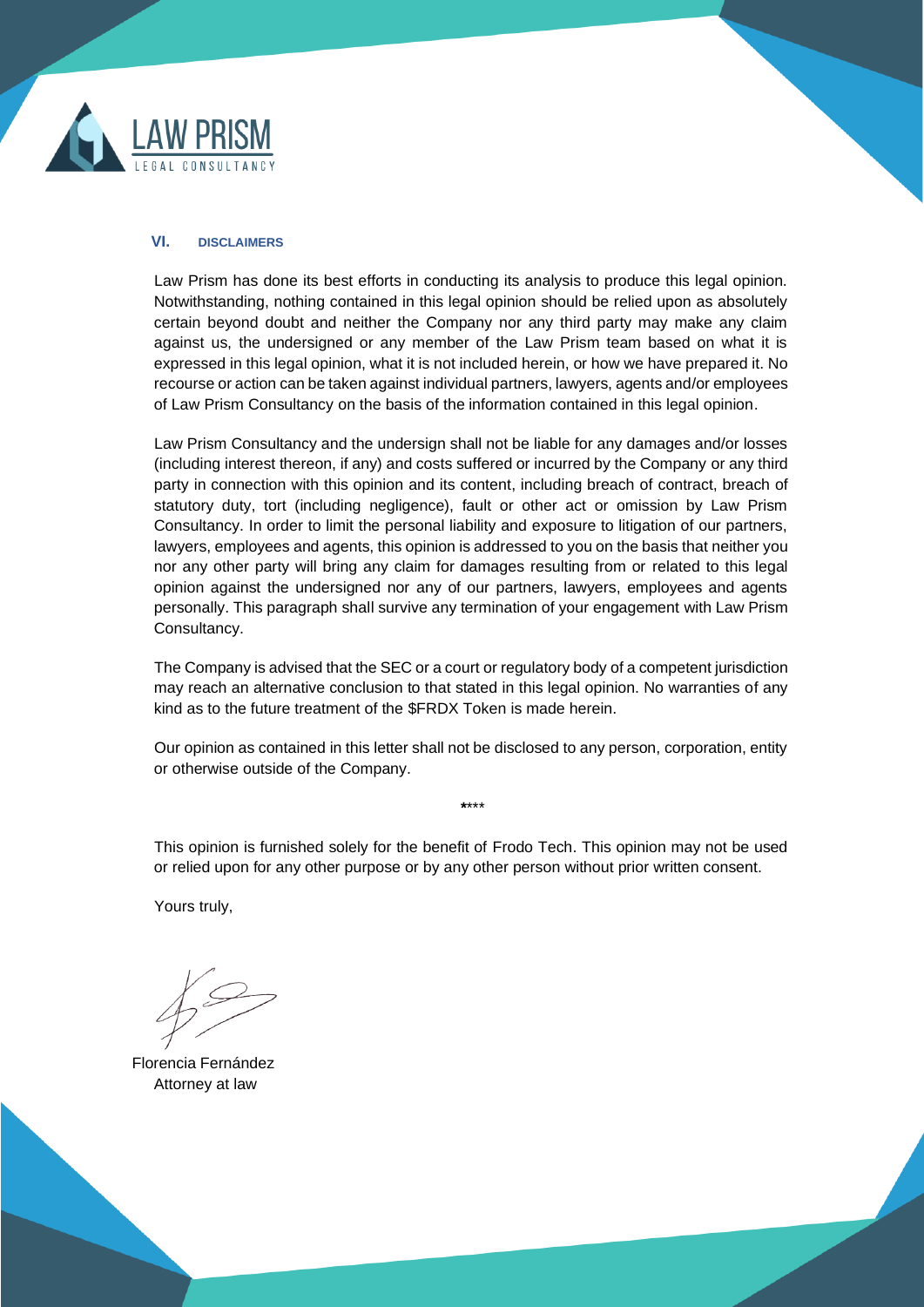## VI. DISCLAIMERS

Law Prism has done its best efforts in conducting its analysis to produce this legal opinion. Notwithstanding, nothing contained in this legal opinion should be relied upon as absolutely certain beyond doubt and neither the Company nor any third party may make any claim against us, the undersigned or any member of the Law Prism team based on what it is expressed in this legal opinion, what it is not included herein, or how we have prepared it. No recourse or action can be taken against individual partners, lawyers, agents and/or employees of Law Prism Consultancy on the basis of the information contained in this legal opinion.

Law Prism Consultancy and the undersign shall not be liable for any damages and/or losses (including interest thereon, if any) and costs suffered or incurred by the Company or any third party in connection with this opinion and its content, including breach of contract, breach of statutory duty, tort (including negligence), fault or other act or omission by Law Prism Consultancy. In order to limit the personal liability and exposure to litigation of our partners, lawyers, employees and agents, this opinion is addressed to you on the basis that neither you nor any other party will bring any claim for damages resulting from or related to this legal opinion against the undersigned nor any of our partners, lawyers, employees and agents personally. This paragraph shall survive any termination of your engagement with Law Prism Consultancy.

The Company is advised that the SEC or a court or regulatory body of a competent jurisdiction may reach an alternative conclusion to that stated in this legal opinion. No warranties of any kind as to the future treatment of the $FRDX Token is made herein.

Our opinion as contained in this letter shall not be disclosed to any person, corporation, entity or otherwise outside of the Company.

****

This opinion is furnished solely for the benefit of Frodo Tech. This opinion may not be used or relied upon for any other purpose or by any other person without prior written consent.

Yours truly,

Florencia Fernández
Attorney at law